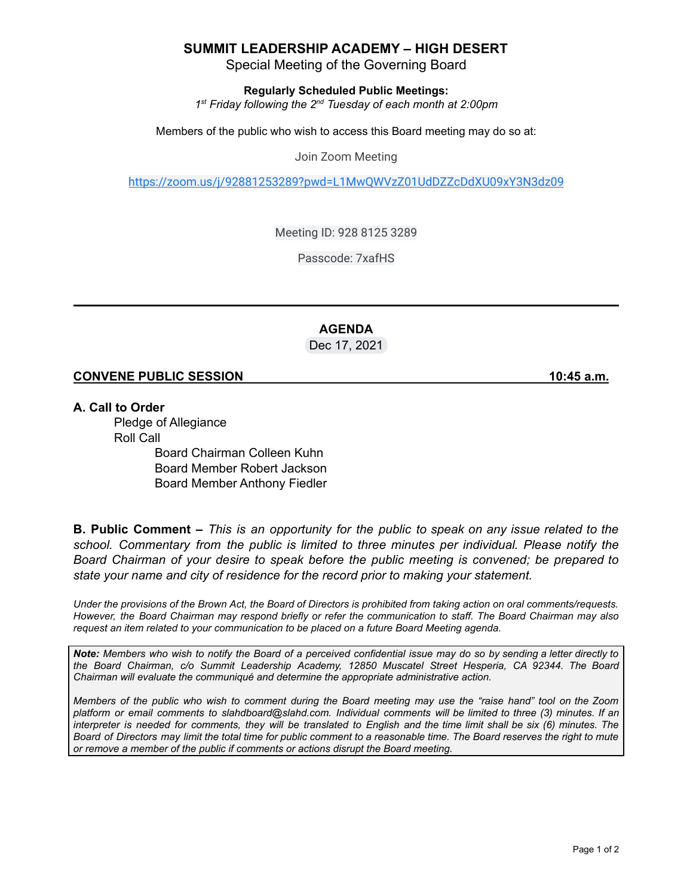# SUMMIT LEADERSHIP ACADEMY – HIGH DESERT

Special Meeting of the Governing Board

**Regularly Scheduled Public Meetings:**

*1st Friday following the 2nd Tuesday of each month at 2:00pm*

Members of the public who wish to access this Board meeting may do so at:

Join Zoom Meeting

https://zoom.us/j/92881253289?pwd=L1MwQWVzZ01UdDZZcDdXU09xY3N3dz09

Meeting ID: 928 8125 3289

Passcode: 7xafHS

---

## AGENDA

Dec 17, 2021

**CONVENE PUBLIC SESSION 10:45 a.m.**

### A. Call to Order

Pledge of Allegiance

Roll Call

- Board Chairman Colleen Kuhn
- Board Member Robert Jackson
- Board Member Anthony Fiedler

**B. Public Comment –** *This is an opportunity for the public to speak on any issue related to the school. Commentary from the public is limited to three minutes per individual. Please notify the Board Chairman of your desire to speak before the public meeting is convened; be prepared to state your name and city of residence for the record prior to making your statement.*

*Under the provisions of the Brown Act, the Board of Directors is prohibited from taking action on oral comments/requests. However, the Board Chairman may respond briefly or refer the communication to staff. The Board Chairman may also request an item related to your communication to be placed on a future Board Meeting agenda.*

***Note:*** *Members who wish to notify the Board of a perceived confidential issue may do so by sending a letter directly to the Board Chairman, c/o Summit Leadership Academy, 12850 Muscatel Street Hesperia, CA 92344. The Board Chairman will evaluate the communiqué and determine the appropriate administrative action.*

*Members of the public who wish to comment during the Board meeting may use the "raise hand" tool on the Zoom platform or email comments to slahdboard@slahd.com. Individual comments will be limited to three (3) minutes. If an interpreter is needed for comments, they will be translated to English and the time limit shall be six (6) minutes. The Board of Directors may limit the total time for public comment to a reasonable time. The Board reserves the right to mute or remove a member of the public if comments or actions disrupt the Board meeting.*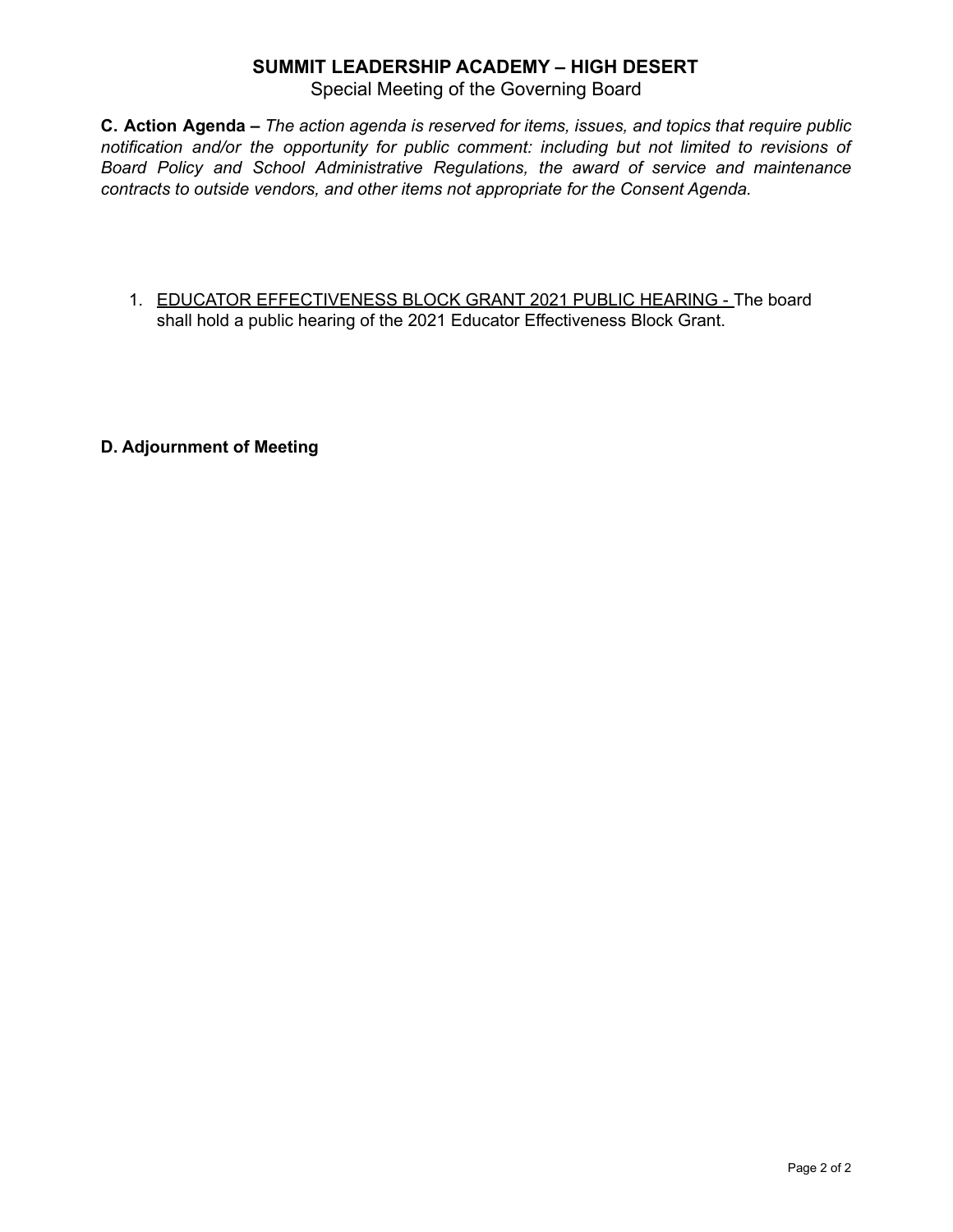**SUMMIT LEADERSHIP ACADEMY – HIGH DESERT**

Special Meeting of the Governing Board

**C. Action Agenda –** *The action agenda is reserved for items, issues, and topics that require public notification and/or the opportunity for public comment: including but not limited to revisions of Board Policy and School Administrative Regulations, the award of service and maintenance contracts to outside vendors, and other items not appropriate for the Consent Agenda.*

1. <u>EDUCATOR EFFECTIVENESS BLOCK GRANT 2021 PUBLIC HEARING -</u> The board shall hold a public hearing of the 2021 Educator Effectiveness Block Grant.

**D. Adjournment of Meeting**